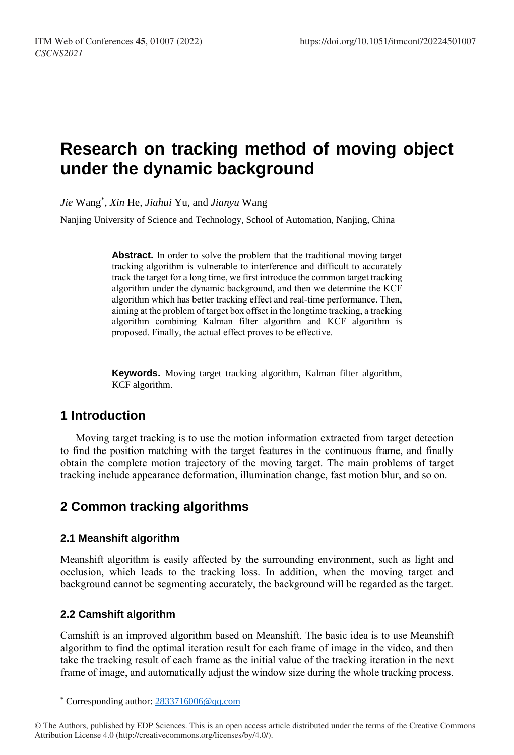# Research on tracking method of moving object under the dynamic background

*Jie* Wang[*], *Xin* He, *Jiahui* Yu, and *Jianyu* Wang

Nanjing University of Science and Technology, School of Automation, Nanjing, China

**Abstract.** In order to solve the problem that the traditional moving target tracking algorithm is vulnerable to interference and difficult to accurately track the target for a long time, we first introduce the common target tracking algorithm under the dynamic background, and then we determine the KCF algorithm which has better tracking effect and real-time performance. Then, aiming at the problem of target box offset in the longtime tracking, a tracking algorithm combining Kalman filter algorithm and KCF algorithm is proposed. Finally, the actual effect proves to be effective.

**Keywords.** Moving target tracking algorithm, Kalman filter algorithm, KCF algorithm.

## 1 Introduction

Moving target tracking is to use the motion information extracted from target detection to find the position matching with the target features in the continuous frame, and finally obtain the complete motion trajectory of the moving target. The main problems of target tracking include appearance deformation, illumination change, fast motion blur, and so on.

## 2 Common tracking algorithms

### 2.1 Meanshift algorithm

Meanshift algorithm is easily affected by the surrounding environment, such as light and occlusion, which leads to the tracking loss. In addition, when the moving target and background cannot be segmenting accurately, the background will be regarded as the target.

### 2.2 Camshift algorithm

Camshift is an improved algorithm based on Meanshift. The basic idea is to use Meanshift algorithm to find the optimal iteration result for each frame of image in the video, and then take the tracking result of each frame as the initial value of the tracking iteration in the next frame of image, and automatically adjust the window size during the whole tracking process.

[*] Corresponding author: 2833716006@qq.com

© The Authors, published by EDP Sciences. This is an open access article distributed under the terms of the Creative Commons Attribution License 4.0 (http://creativecommons.org/licenses/by/4.0/).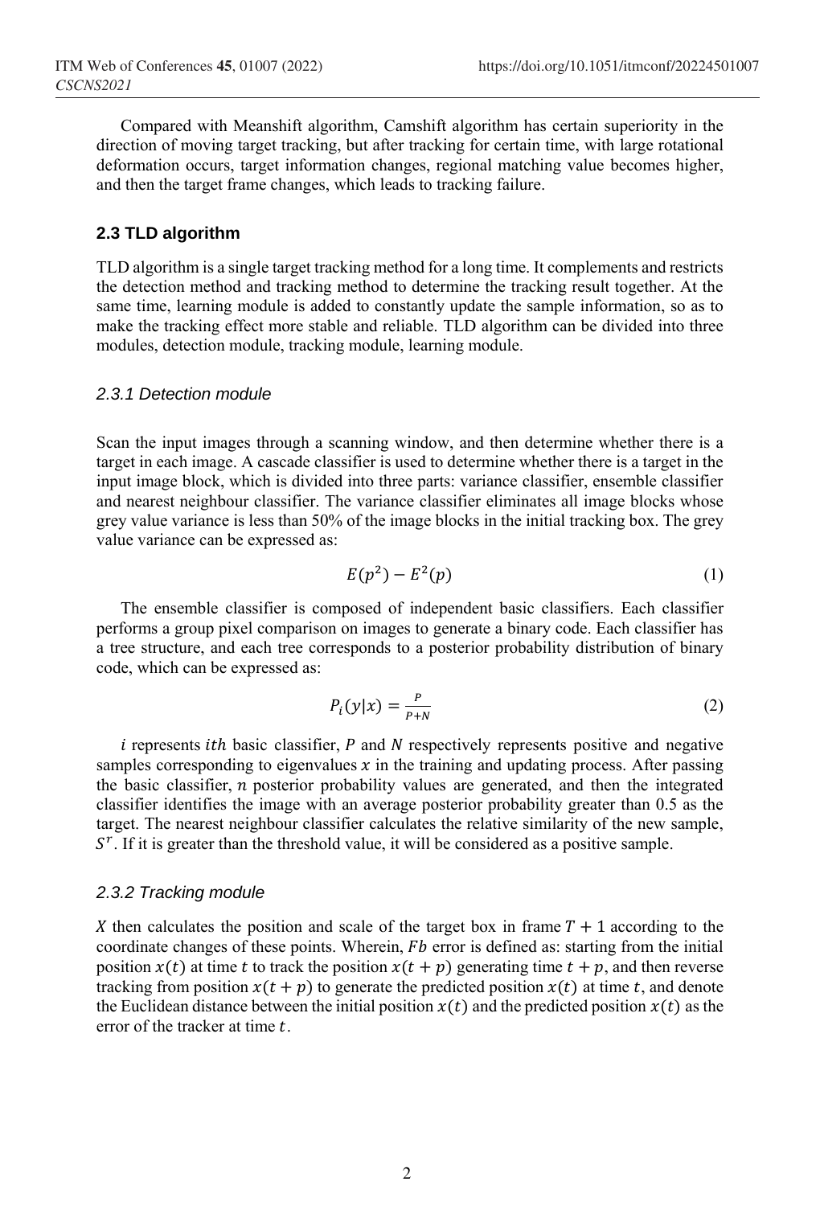Compared with Meanshift algorithm, Camshift algorithm has certain superiority in the direction of moving target tracking, but after tracking for certain time, with large rotational deformation occurs, target information changes, regional matching value becomes higher, and then the target frame changes, which leads to tracking failure.

### 2.3 TLD algorithm

TLD algorithm is a single target tracking method for a long time. It complements and restricts the detection method and tracking method to determine the tracking result together. At the same time, learning module is added to constantly update the sample information, so as to make the tracking effect more stable and reliable. TLD algorithm can be divided into three modules, detection module, tracking module, learning module.

#### *2.3.1 Detection module*

Scan the input images through a scanning window, and then determine whether there is a target in each image. A cascade classifier is used to determine whether there is a target in the input image block, which is divided into three parts: variance classifier, ensemble classifier and nearest neighbour classifier. The variance classifier eliminates all image blocks whose grey value variance is less than 50% of the image blocks in the initial tracking box. The grey value variance can be expressed as:

$$E(p^2) - E^2(p) \tag{1}$$

The ensemble classifier is composed of independent basic classifiers. Each classifier performs a group pixel comparison on images to generate a binary code. Each classifier has a tree structure, and each tree corresponds to a posterior probability distribution of binary code, which can be expressed as:

$$P_i(y|x) = \frac{P}{P+N} \tag{2}$$

$i$ represents $ith$ basic classifier, $P$ and $N$ respectively represents positive and negative samples corresponding to eigenvalues $x$ in the training and updating process. After passing the basic classifier, $n$ posterior probability values are generated, and then the integrated classifier identifies the image with an average posterior probability greater than 0.5 as the target. The nearest neighbour classifier calculates the relative similarity of the new sample, $S^r$. If it is greater than the threshold value, it will be considered as a positive sample.

#### *2.3.2 Tracking module*

$X$ then calculates the position and scale of the target box in frame $T + 1$ according to the coordinate changes of these points. Wherein, $Fb$ error is defined as: starting from the initial position $x(t)$ at time $t$ to track the position $x(t + p)$ generating time $t + p$, and then reverse tracking from position $x(t + p)$ to generate the predicted position $x(t)$ at time $t$, and denote the Euclidean distance between the initial position $x(t)$ and the predicted position $x(t)$ as the error of the tracker at time $t$.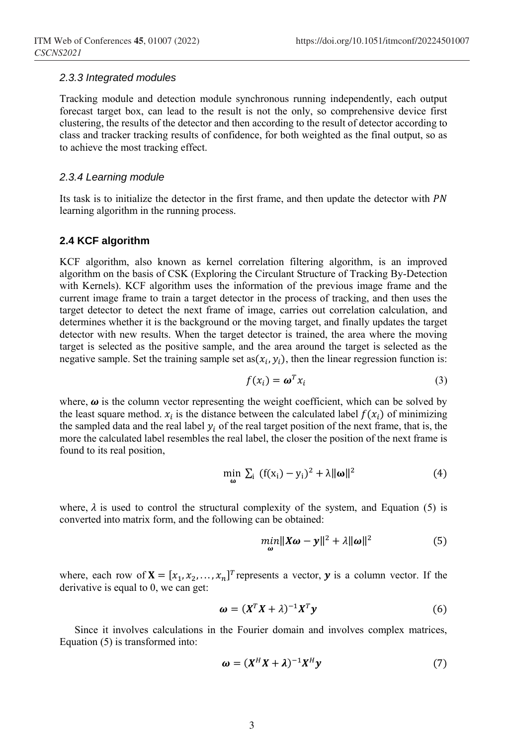### 2.3.3 Integrated modules

Tracking module and detection module synchronous running independently, each output forecast target box, can lead to the result is not the only, so comprehensive device first clustering, the results of the detector and then according to the result of detector according to class and tracker tracking results of confidence, for both weighted as the final output, so as to achieve the most tracking effect.

### 2.3.4 Learning module

Its task is to initialize the detector in the first frame, and then update the detector with $PN$ learning algorithm in the running process.

## 2.4 KCF algorithm

KCF algorithm, also known as kernel correlation filtering algorithm, is an improved algorithm on the basis of CSK (Exploring the Circulant Structure of Tracking By-Detection with Kernels). KCF algorithm uses the information of the previous image frame and the current image frame to train a target detector in the process of tracking, and then uses the target detector to detect the next frame of image, carries out correlation calculation, and determines whether it is the background or the moving target, and finally updates the target detector with new results. When the target detector is trained, the area where the moving target is selected as the positive sample, and the area around the target is selected as the negative sample. Set the training sample set as$(x_i, y_i)$, then the linear regression function is:

$$f(x_i) = \boldsymbol{\omega}^T x_i \tag{3}$$

where, $\boldsymbol{\omega}$ is the column vector representing the weight coefficient, which can be solved by the least square method. $x_i$ is the distance between the calculated label $f(x_i)$ of minimizing the sampled data and the real label $y_i$ of the real target position of the next frame, that is, the more the calculated label resembles the real label, the closer the position of the next frame is found to its real position,

$$\min_{\boldsymbol{\omega}} \sum_i (f(x_i) - y_i)^2 + \lambda \|\boldsymbol{\omega}\|^2 \tag{4}$$

where, $\lambda$ is used to control the structural complexity of the system, and Equation (5) is converted into matrix form, and the following can be obtained:

$$\min_{\boldsymbol{\omega}} \|\boldsymbol{X}\boldsymbol{\omega} - \boldsymbol{y}\|^2 + \lambda \|\boldsymbol{\omega}\|^2 \tag{5}$$

where, each row of $\mathbf{X} = [x_1, x_2, \ldots, x_n]^T$ represents a vector, $\boldsymbol{y}$ is a column vector. If the derivative is equal to 0, we can get:

$$\boldsymbol{\omega} = (\boldsymbol{X}^T \boldsymbol{X} + \lambda)^{-1} \boldsymbol{X}^T \boldsymbol{y} \tag{6}$$

Since it involves calculations in the Fourier domain and involves complex matrices, Equation (5) is transformed into:

$$\boldsymbol{\omega} = (\boldsymbol{X}^H \boldsymbol{X} + \boldsymbol{\lambda})^{-1} \boldsymbol{X}^H \boldsymbol{y} \tag{7}$$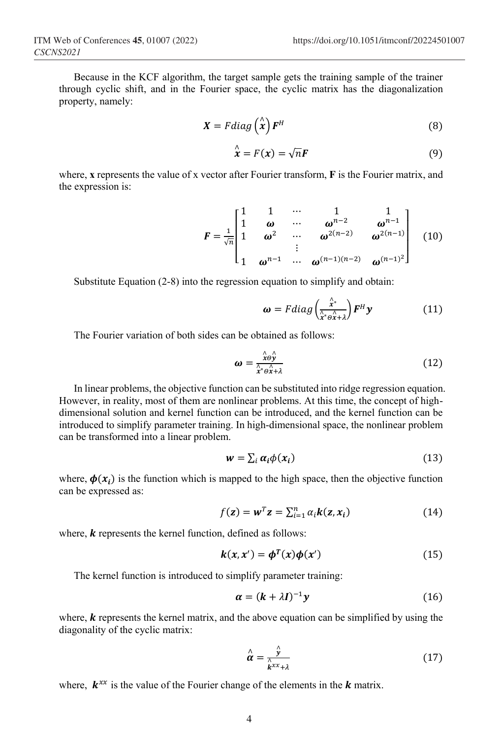Because in the KCF algorithm, the target sample gets the training sample of the trainer through cyclic shift, and in the Fourier space, the cyclic matrix has the diagonalization property, namely:

$$\boldsymbol{X} = F diag\left(\hat{\boldsymbol{x}}\right)\boldsymbol{F}^{H} \tag{8}$$

$$\hat{\boldsymbol{x}} = F(\boldsymbol{x}) = \sqrt{n}\boldsymbol{F} \tag{9}$$

where, **x** represents the value of x vector after Fourier transform, **F** is the Fourier matrix, and the expression is:

$$\boldsymbol{F} = \frac{1}{\sqrt{n}}\begin{bmatrix} 1 & 1 & \cdots & 1 & 1 \\ 1 & \boldsymbol{\omega} & \cdots & \boldsymbol{\omega}^{n-2} & \boldsymbol{\omega}^{n-1} \\ 1 & \boldsymbol{\omega}^{2} & \cdots & \boldsymbol{\omega}^{2(n-2)} & \boldsymbol{\omega}^{2(n-1)} \\ & & \vdots & & \\ 1 & \boldsymbol{\omega}^{n-1} & \cdots & \boldsymbol{\omega}^{(n-1)(n-2)} & \boldsymbol{\omega}^{(n-1)^2} \end{bmatrix} \tag{10}$$

Substitute Equation (2-8) into the regression equation to simplify and obtain:

$$\boldsymbol{\omega} = F diag\left(\frac{\hat{\boldsymbol{x}}^{*}}{\hat{\boldsymbol{x}}^{*}\theta\hat{\boldsymbol{x}}+\lambda}\right)\boldsymbol{F}^{H}\boldsymbol{y} \tag{11}$$

The Fourier variation of both sides can be obtained as follows:

$$\boldsymbol{\omega} = \frac{\hat{x}\theta\hat{y}}{\hat{\boldsymbol{x}}^{*}\theta\hat{\boldsymbol{x}}+\lambda} \tag{12}$$

In linear problems, the objective function can be substituted into ridge regression equation. However, in reality, most of them are nonlinear problems. At this time, the concept of high-dimensional solution and kernel function can be introduced, and the kernel function can be introduced to simplify parameter training. In high-dimensional space, the nonlinear problem can be transformed into a linear problem.

$$\boldsymbol{w} = \sum_{i}\boldsymbol{\alpha}_{i}\phi(\boldsymbol{x}_{i}) \tag{13}$$

where, $\boldsymbol{\phi}(\boldsymbol{x}_i)$ is the function which is mapped to the high space, then the objective function can be expressed as:

$$f(\boldsymbol{z}) = \boldsymbol{w}^{T}\boldsymbol{z} = \sum_{i=1}^{n}\alpha_{i}\boldsymbol{k}(\boldsymbol{z},\boldsymbol{x}_{i}) \tag{14}$$

where, $\boldsymbol{k}$ represents the kernel function, defined as follows:

$$\boldsymbol{k}(\boldsymbol{x},\boldsymbol{x}') = \boldsymbol{\phi}^{\boldsymbol{T}}(\boldsymbol{x})\boldsymbol{\phi}(\boldsymbol{x}') \tag{15}$$

The kernel function is introduced to simplify parameter training:

$$\boldsymbol{\alpha} = (\boldsymbol{k}+\lambda\boldsymbol{I})^{-1}\boldsymbol{y} \tag{16}$$

where, $\boldsymbol{k}$ represents the kernel matrix, and the above equation can be simplified by using the diagonality of the cyclic matrix:

$$\hat{\boldsymbol{\alpha}} = \frac{\hat{\boldsymbol{y}}}{\hat{\boldsymbol{k}}^{xx}+\lambda} \tag{17}$$

where, $\boldsymbol{k}^{xx}$ is the value of the Fourier change of the elements in the $\boldsymbol{k}$ matrix.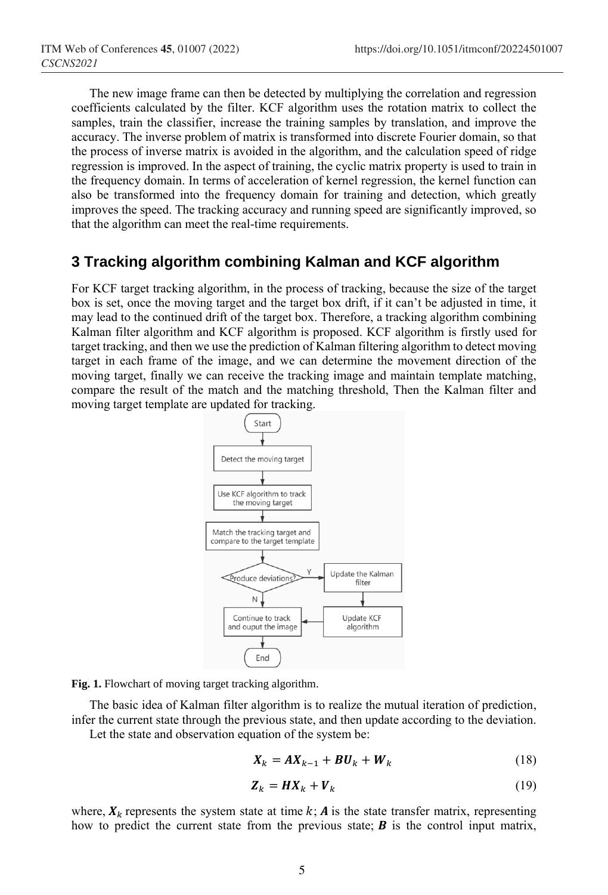The new image frame can then be detected by multiplying the correlation and regression coefficients calculated by the filter. KCF algorithm uses the rotation matrix to collect the samples, train the classifier, increase the training samples by translation, and improve the accuracy. The inverse problem of matrix is transformed into discrete Fourier domain, so that the process of inverse matrix is avoided in the algorithm, and the calculation speed of ridge regression is improved. In the aspect of training, the cyclic matrix property is used to train in the frequency domain. In terms of acceleration of kernel regression, the kernel function can also be transformed into the frequency domain for training and detection, which greatly improves the speed. The tracking accuracy and running speed are significantly improved, so that the algorithm can meet the real-time requirements.

## 3 Tracking algorithm combining Kalman and KCF algorithm

For KCF target tracking algorithm, in the process of tracking, because the size of the target box is set, once the moving target and the target box drift, if it can't be adjusted in time, it may lead to the continued drift of the target box. Therefore, a tracking algorithm combining Kalman filter algorithm and KCF algorithm is proposed. KCF algorithm is firstly used for target tracking, and then we use the prediction of Kalman filtering algorithm to detect moving target in each frame of the image, and we can determine the movement direction of the moving target, finally we can receive the tracking image and maintain template matching, compare the result of the match and the matching threshold, Then the Kalman filter and moving target template are updated for tracking.

Start → Detect the moving target → Use KCF algorithm to track the moving target → Match the tracking target and compare to the target template → Produce deviations? (Y: Update the Kalman filter → Update KCF algorithm → Continue to track and ouput the image; N: Continue to track and ouput the image) → End

**Fig. 1.** Flowchart of moving target tracking algorithm.

The basic idea of Kalman filter algorithm is to realize the mutual iteration of prediction, infer the current state through the previous state, and then update according to the deviation.

Let the state and observation equation of the system be:

$$\boldsymbol{X}_k = \boldsymbol{A}\boldsymbol{X}_{k-1} + \boldsymbol{B}\boldsymbol{U}_k + \boldsymbol{W}_k \tag{18}$$

$$\boldsymbol{Z}_k = \boldsymbol{H}\boldsymbol{X}_k + \boldsymbol{V}_k \tag{19}$$

where, $\boldsymbol{X}_k$ represents the system state at time $k$; $\boldsymbol{A}$ is the state transfer matrix, representing how to predict the current state from the previous state; $\boldsymbol{B}$ is the control input matrix,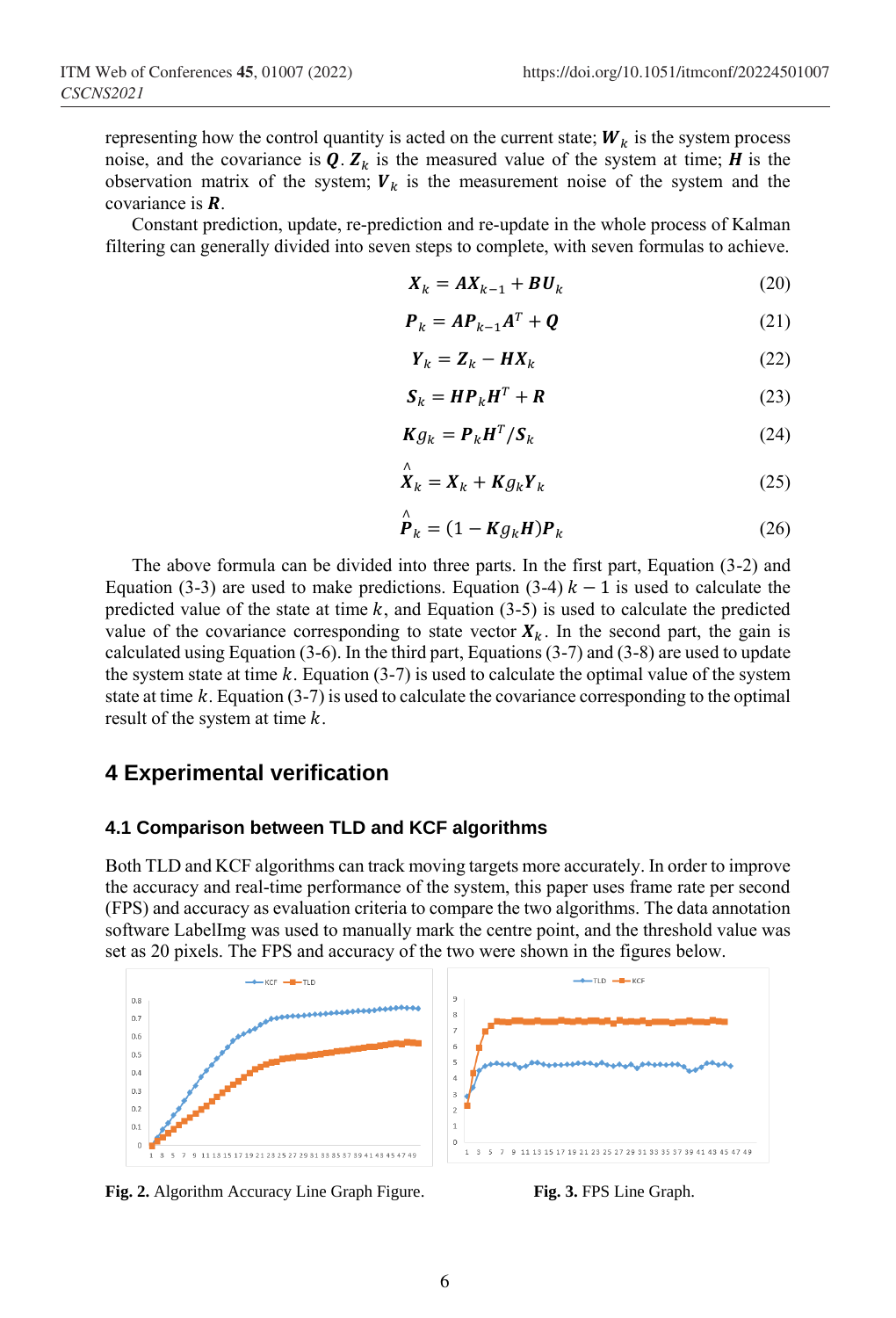representing how the control quantity is acted on the current state; $\boldsymbol{W}_k$ is the system process noise, and the covariance is $\boldsymbol{Q}$. $\boldsymbol{Z}_k$ is the measured value of the system at time; $\boldsymbol{H}$ is the observation matrix of the system; $\boldsymbol{V}_k$ is the measurement noise of the system and the covariance is $\boldsymbol{R}$.

Constant prediction, update, re-prediction and re-update in the whole process of Kalman filtering can generally divided into seven steps to complete, with seven formulas to achieve.

$$\boldsymbol{X}_k = \boldsymbol{A}\boldsymbol{X}_{k-1} + \boldsymbol{B}\boldsymbol{U}_k \tag{20}$$

$$\boldsymbol{P}_k = \boldsymbol{A}\boldsymbol{P}_{k-1}\boldsymbol{A}^T + \boldsymbol{Q} \tag{21}$$

$$\boldsymbol{Y}_k = \boldsymbol{Z}_k - \boldsymbol{H}\boldsymbol{X}_k \tag{22}$$

$$\boldsymbol{S}_k = \boldsymbol{H}\boldsymbol{P}_k\boldsymbol{H}^T + \boldsymbol{R} \tag{23}$$

$$\boldsymbol{Kg}_k = \boldsymbol{P}_k\boldsymbol{H}^T / \boldsymbol{S}_k \tag{24}$$

$$\hat{\boldsymbol{X}}_k = \boldsymbol{X}_k + \boldsymbol{Kg}_k\boldsymbol{Y}_k \tag{25}$$

$$\hat{\boldsymbol{P}}_k = (1 - \boldsymbol{Kg}_k\boldsymbol{H})\boldsymbol{P}_k \tag{26}$$

The above formula can be divided into three parts. In the first part, Equation (3-2) and Equation (3-3) are used to make predictions. Equation (3-4) $k-1$ is used to calculate the predicted value of the state at time $k$, and Equation (3-5) is used to calculate the predicted value of the covariance corresponding to state vector $\boldsymbol{X}_k$. In the second part, the gain is calculated using Equation (3-6). In the third part, Equations (3-7) and (3-8) are used to update the system state at time $k$. Equation (3-7) is used to calculate the optimal value of the system state at time $k$. Equation (3-7) is used to calculate the covariance corresponding to the optimal result of the system at time $k$.

## 4 Experimental verification

### 4.1 Comparison between TLD and KCF algorithms

Both TLD and KCF algorithms can track moving targets more accurately. In order to improve the accuracy and real-time performance of the system, this paper uses frame rate per second (FPS) and accuracy as evaluation criteria to compare the two algorithms. The data annotation software LabelImg was used to manually mark the centre point, and the threshold value was set as 20 pixels. The FPS and accuracy of the two were shown in the figures below.

**Fig. 2.** Algorithm Accuracy Line Graph Figure.

**Fig. 3.** FPS Line Graph.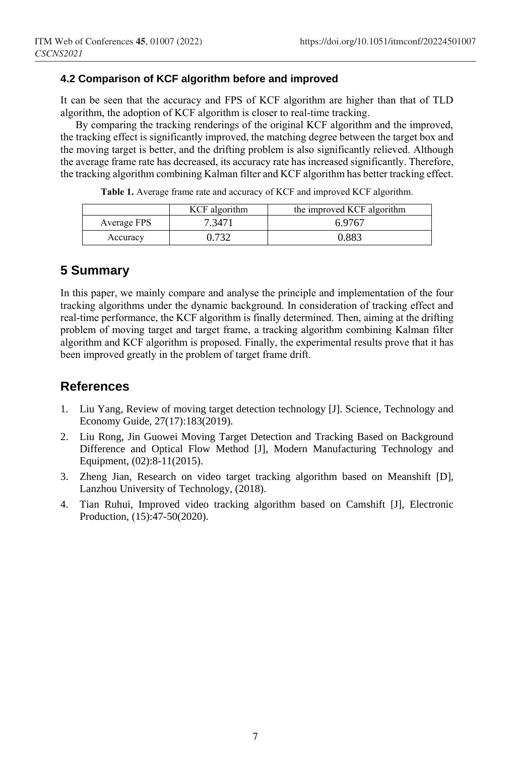### 4.2 Comparison of KCF algorithm before and improved

It can be seen that the accuracy and FPS of KCF algorithm are higher than that of TLD algorithm, the adoption of KCF algorithm is closer to real-time tracking.

By comparing the tracking renderings of the original KCF algorithm and the improved, the tracking effect is significantly improved, the matching degree between the target box and the moving target is better, and the drifting problem is also significantly relieved. Although the average frame rate has decreased, its accuracy rate has increased significantly. Therefore, the tracking algorithm combining Kalman filter and KCF algorithm has better tracking effect.

**Table 1.** Average frame rate and accuracy of KCF and improved KCF algorithm.

| | KCF algorithm | the improved KCF algorithm |
|---|---|---|
| Average FPS | 7.3471 | 6.9767 |
| Accuracy | 0.732 | 0.883 |

## 5 Summary

In this paper, we mainly compare and analyse the principle and implementation of the four tracking algorithms under the dynamic background. In consideration of tracking effect and real-time performance, the KCF algorithm is finally determined. Then, aiming at the drifting problem of moving target and target frame, a tracking algorithm combining Kalman filter algorithm and KCF algorithm is proposed. Finally, the experimental results prove that it has been improved greatly in the problem of target frame drift.

## References

1. Liu Yang, Review of moving target detection technology [J]. Science, Technology and Economy Guide, 27(17):183(2019).
2. Liu Rong, Jin Guowei Moving Target Detection and Tracking Based on Background Difference and Optical Flow Method [J], Modern Manufacturing Technology and Equipment, (02):8-11(2015).
3. Zheng Jian, Research on video target tracking algorithm based on Meanshift [D], Lanzhou University of Technology, (2018).
4. Tian Ruhui, Improved video tracking algorithm based on Camshift [J], Electronic Production, (15):47-50(2020).